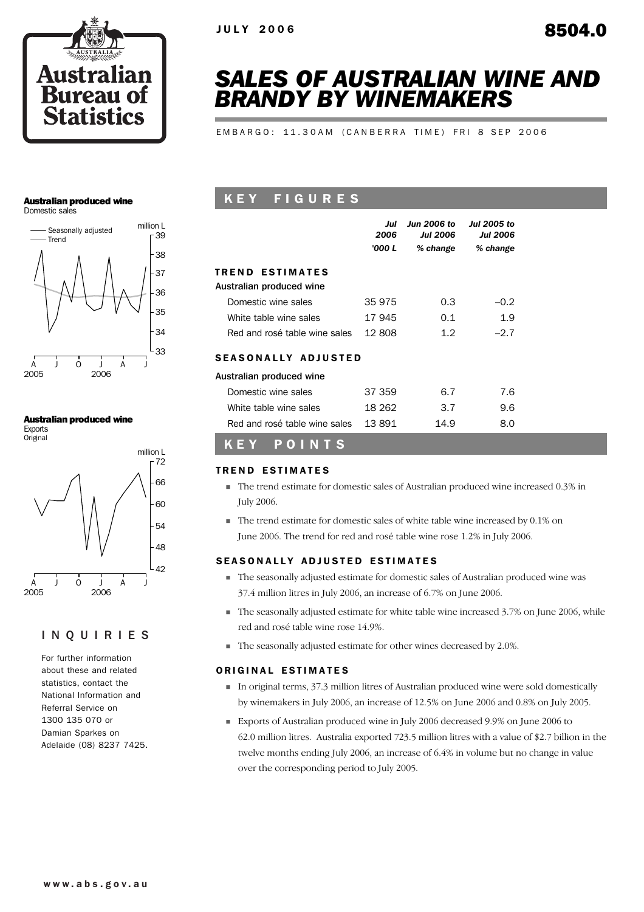JULY 2006

8504.0

# SALES OF AUSTRALIAN WINE AND BRANDY BY WINEMAKERS

EMBARGO: 11.30AM (CANBERRA TIME) FRI 8 SEP 2006

**Australian produced wine**
Domestic sales

**Australian produced wine**
Exports
Original

## KEY FIGURES

| | Jul 2006 | Jun 2006 to Jul 2006 | Jul 2005 to Jul 2006 |
|---|---|---|---|
| | '000 L | % change | % change |
| **TREND ESTIMATES** | | | |
| Australian produced wine | | | |
| Domestic wine sales | 35 975 | 0.3 | –0.2 |
| White table wine sales | 17 945 | 0.1 | 1.9 |
| Red and rosé table wine sales | 12 808 | 1.2 | –2.7 |
| **SEASONALLY ADJUSTED** | | | |
| Australian produced wine | | | |
| Domestic wine sales | 37 359 | 6.7 | 7.6 |
| White table wine sales | 18 262 | 3.7 | 9.6 |
| Red and rosé table wine sales | 13 891 | 14.9 | 8.0 |

## KEY POINTS

### TREND ESTIMATES

- The trend estimate for domestic sales of Australian produced wine increased 0.3% in July 2006.
- The trend estimate for domestic sales of white table wine increased by 0.1% on June 2006. The trend for red and rosé table wine rose 1.2% in July 2006.

### SEASONALLY ADJUSTED ESTIMATES

- The seasonally adjusted estimate for domestic sales of Australian produced wine was 37.4 million litres in July 2006, an increase of 6.7% on June 2006.
- The seasonally adjusted estimate for white table wine increased 3.7% on June 2006, while red and rosé table wine rose 14.9%.
- The seasonally adjusted estimate for other wines decreased by 2.0%.

### ORIGINAL ESTIMATES

- In original terms, 37.3 million litres of Australian produced wine were sold domestically by winemakers in July 2006, an increase of 12.5% on June 2006 and 0.8% on July 2005.
- Exports of Australian produced wine in July 2006 decreased 9.9% on June 2006 to 62.0 million litres. Australia exported 723.5 million litres with a value of $2.7 billion in the twelve months ending July 2006, an increase of 6.4% in volume but no change in value over the corresponding period to July 2005.

## INQUIRIES

For further information about these and related statistics, contact the National Information and Referral Service on 1300 135 070 or Damian Sparkes on Adelaide (08) 8237 7425.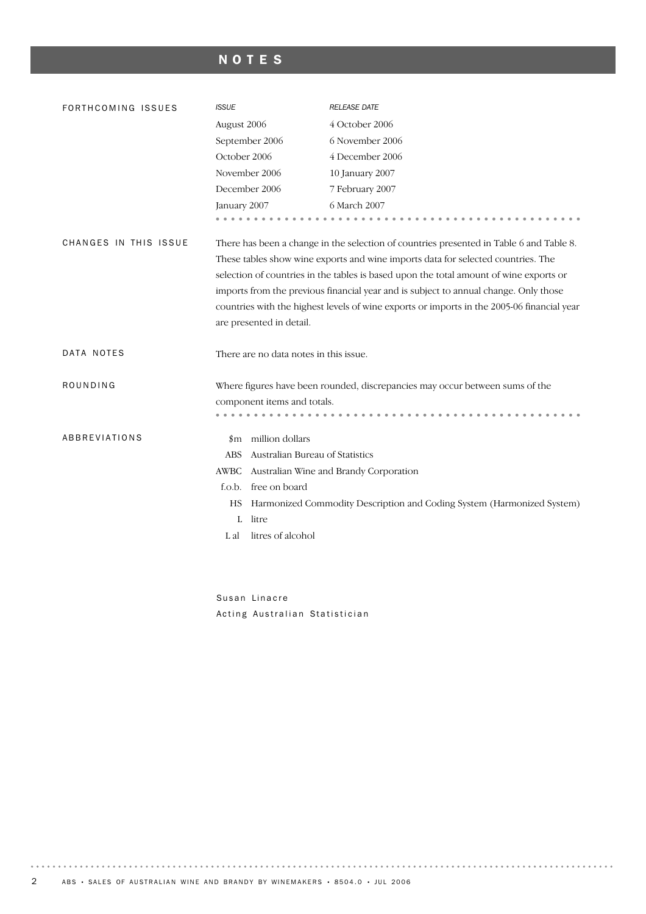# NOTES

## FORTHCOMING ISSUES

| *ISSUE* | *RELEASE DATE* |
| --- | --- |
| August 2006 | 4 October 2006 |
| September 2006 | 6 November 2006 |
| October 2006 | 4 December 2006 |
| November 2006 | 10 January 2007 |
| December 2006 | 7 February 2007 |
| January 2007 | 6 March 2007 |

## CHANGES IN THIS ISSUE

There has been a change in the selection of countries presented in Table 6 and Table 8. These tables show wine exports and wine imports data for selected countries. The selection of countries in the tables is based upon the total amount of wine exports or imports from the previous financial year and is subject to annual change. Only those countries with the highest levels of wine exports or imports in the 2005-06 financial year are presented in detail.

## DATA NOTES

There are no data notes in this issue.

## ROUNDING

Where figures have been rounded, discrepancies may occur between sums of the component items and totals.

## ABBREVIATIONS

| | |
| --- | --- |
| \$m | million dollars |
| ABS | Australian Bureau of Statistics |
| AWBC | Australian Wine and Brandy Corporation |
| f.o.b. | free on board |
| HS | Harmonized Commodity Description and Coding System (Harmonized System) |
| L | litre |
| L al | litres of alcohol |

Susan Linacre
Acting Australian Statistician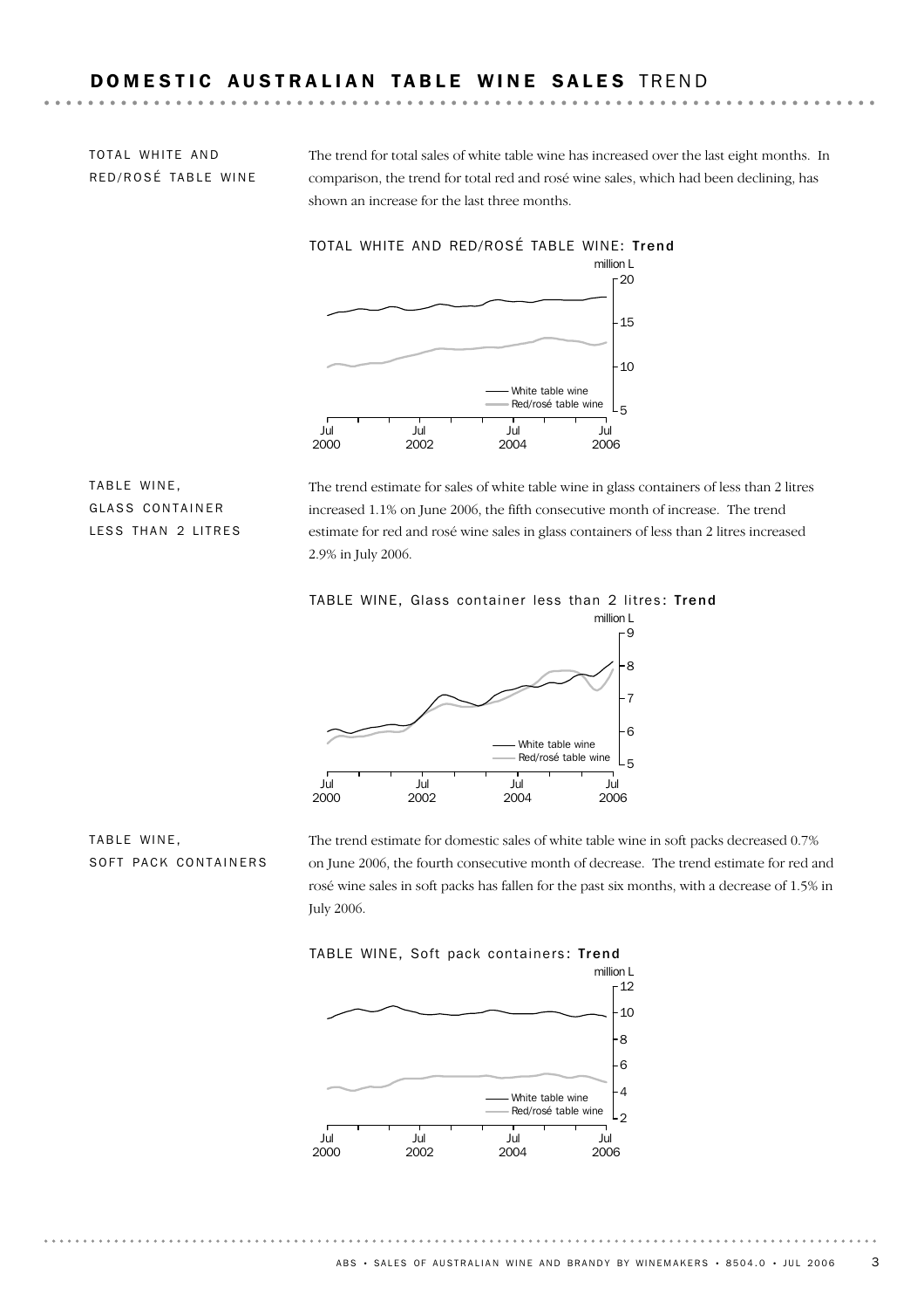# DOMESTIC AUSTRALIAN TABLE WINE SALES TREND

## TOTAL WHITE AND RED/ROSÉ TABLE WINE

The trend for total sales of white table wine has increased over the last eight months. In comparison, the trend for total red and rosé wine sales, which had been declining, has shown an increase for the last three months.

TOTAL WHITE AND RED/ROSÉ TABLE WINE: **Trend**

## TABLE WINE, GLASS CONTAINER LESS THAN 2 LITRES

The trend estimate for sales of white table wine in glass containers of less than 2 litres increased 1.1% on June 2006, the fifth consecutive month of increase. The trend estimate for red and rosé wine sales in glass containers of less than 2 litres increased 2.9% in July 2006.

TABLE WINE, Glass container less than 2 litres: **Trend**

## TABLE WINE, SOFT PACK CONTAINERS

The trend estimate for domestic sales of white table wine in soft packs decreased 0.7% on June 2006, the fourth consecutive month of decrease. The trend estimate for red and rosé wine sales in soft packs has fallen for the past six months, with a decrease of 1.5% in July 2006.

TABLE WINE, Soft pack containers: **Trend**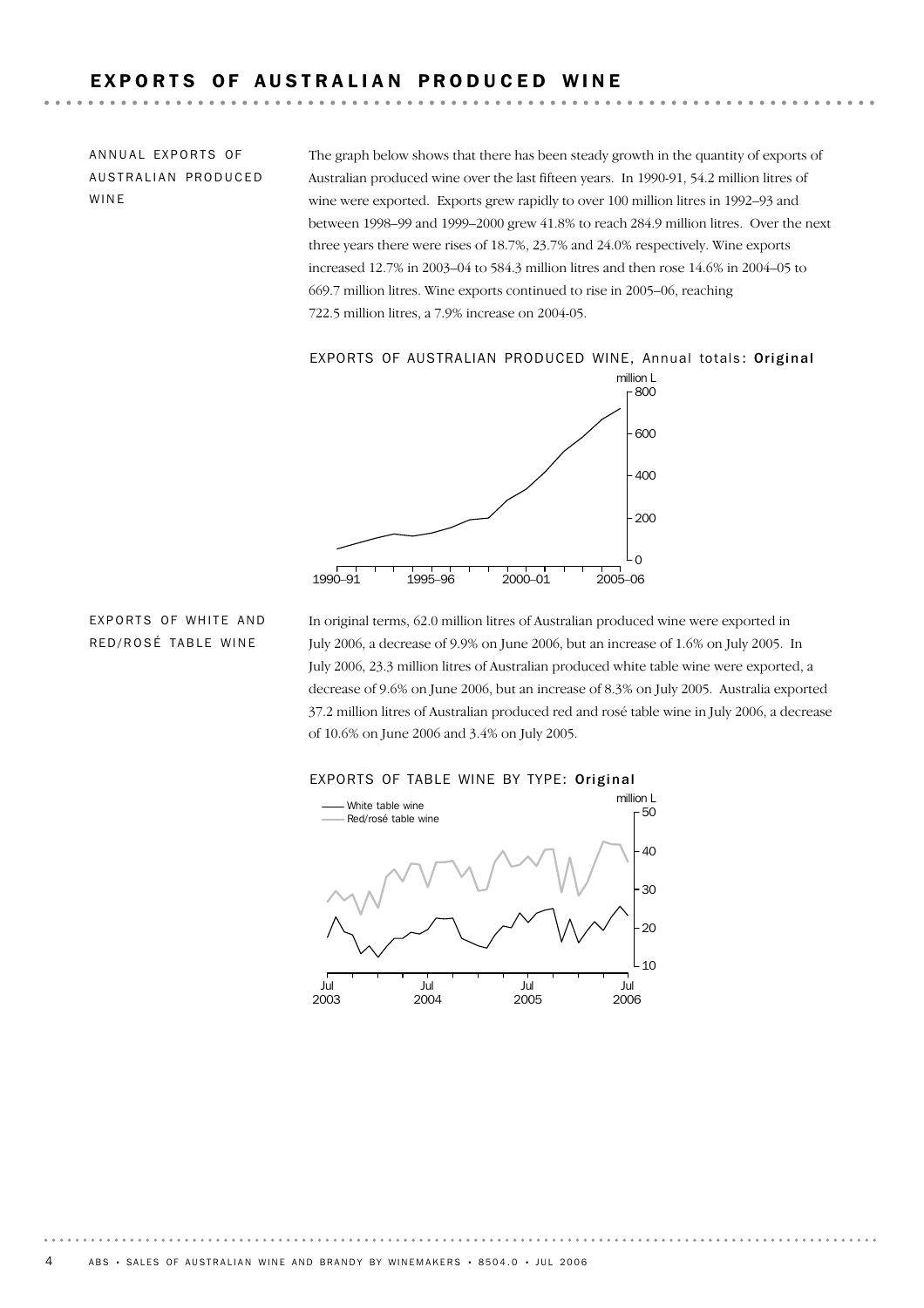# EXPORTS OF AUSTRALIAN PRODUCED WINE

## ANNUAL EXPORTS OF AUSTRALIAN PRODUCED WINE

The graph below shows that there has been steady growth in the quantity of exports of Australian produced wine over the last fifteen years. In 1990-91, 54.2 million litres of wine were exported. Exports grew rapidly to over 100 million litres in 1992–93 and between 1998–99 and 1999–2000 grew 41.8% to reach 284.9 million litres. Over the next three years there were rises of 18.7%, 23.7% and 24.0% respectively. Wine exports increased 12.7% in 2003–04 to 584.3 million litres and then rose 14.6% in 2004–05 to 669.7 million litres. Wine exports continued to rise in 2005–06, reaching 722.5 million litres, a 7.9% increase on 2004-05.

EXPORTS OF AUSTRALIAN PRODUCED WINE, Annual totals: **Original**

## EXPORTS OF WHITE AND RED/ROSÉ TABLE WINE

In original terms, 62.0 million litres of Australian produced wine were exported in July 2006, a decrease of 9.9% on June 2006, but an increase of 1.6% on July 2005. In July 2006, 23.3 million litres of Australian produced white table wine were exported, a decrease of 9.6% on June 2006, but an increase of 8.3% on July 2005. Australia exported 37.2 million litres of Australian produced red and rosé table wine in July 2006, a decrease of 10.6% on June 2006 and 3.4% on July 2005.

EXPORTS OF TABLE WINE BY TYPE: **Original**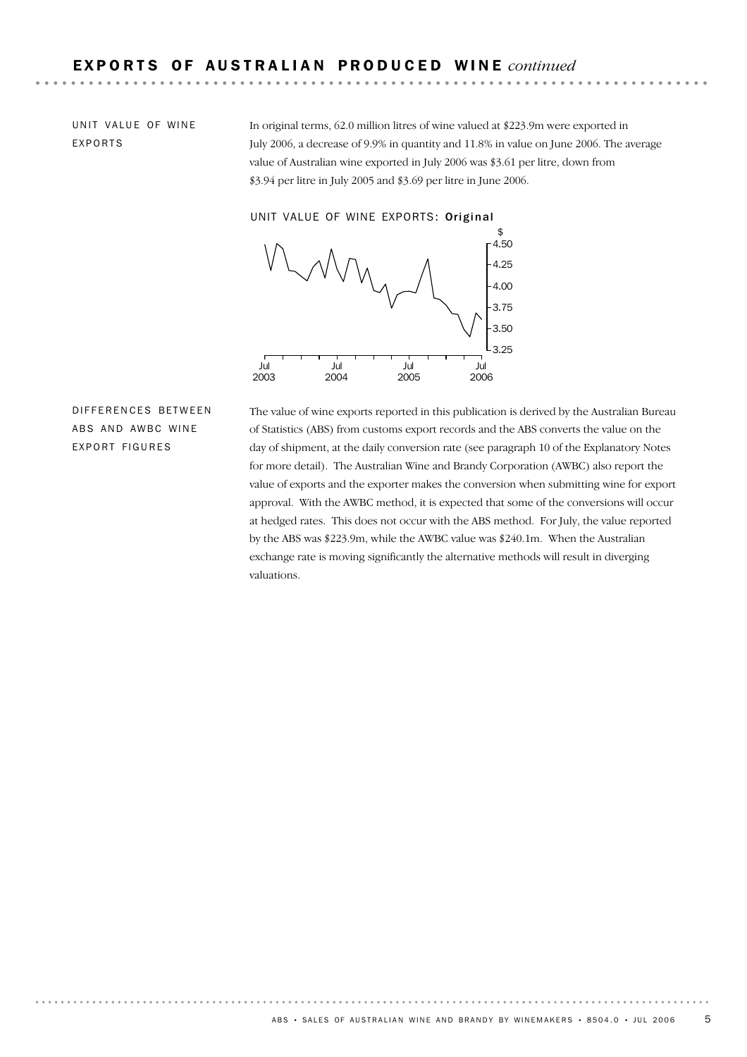# EXPORTS OF AUSTRALIAN PRODUCED WINE *continued*

## UNIT VALUE OF WINE EXPORTS

In original terms, 62.0 million litres of wine valued at $223.9m were exported in July 2006, a decrease of 9.9% in quantity and 11.8% in value on June 2006. The average value of Australian wine exported in July 2006 was $3.61 per litre, down from $3.94 per litre in July 2005 and $3.69 per litre in June 2006.

UNIT VALUE OF WINE EXPORTS: **Original**

## DIFFERENCES BETWEEN ABS AND AWBC WINE EXPORT FIGURES

The value of wine exports reported in this publication is derived by the Australian Bureau of Statistics (ABS) from customs export records and the ABS converts the value on the day of shipment, at the daily conversion rate (see paragraph 10 of the Explanatory Notes for more detail). The Australian Wine and Brandy Corporation (AWBC) also report the value of exports and the exporter makes the conversion when submitting wine for export approval. With the AWBC method, it is expected that some of the conversions will occur at hedged rates. This does not occur with the ABS method. For July, the value reported by the ABS was $223.9m, while the AWBC value was $240.1m. When the Australian exchange rate is moving significantly the alternative methods will result in diverging valuations.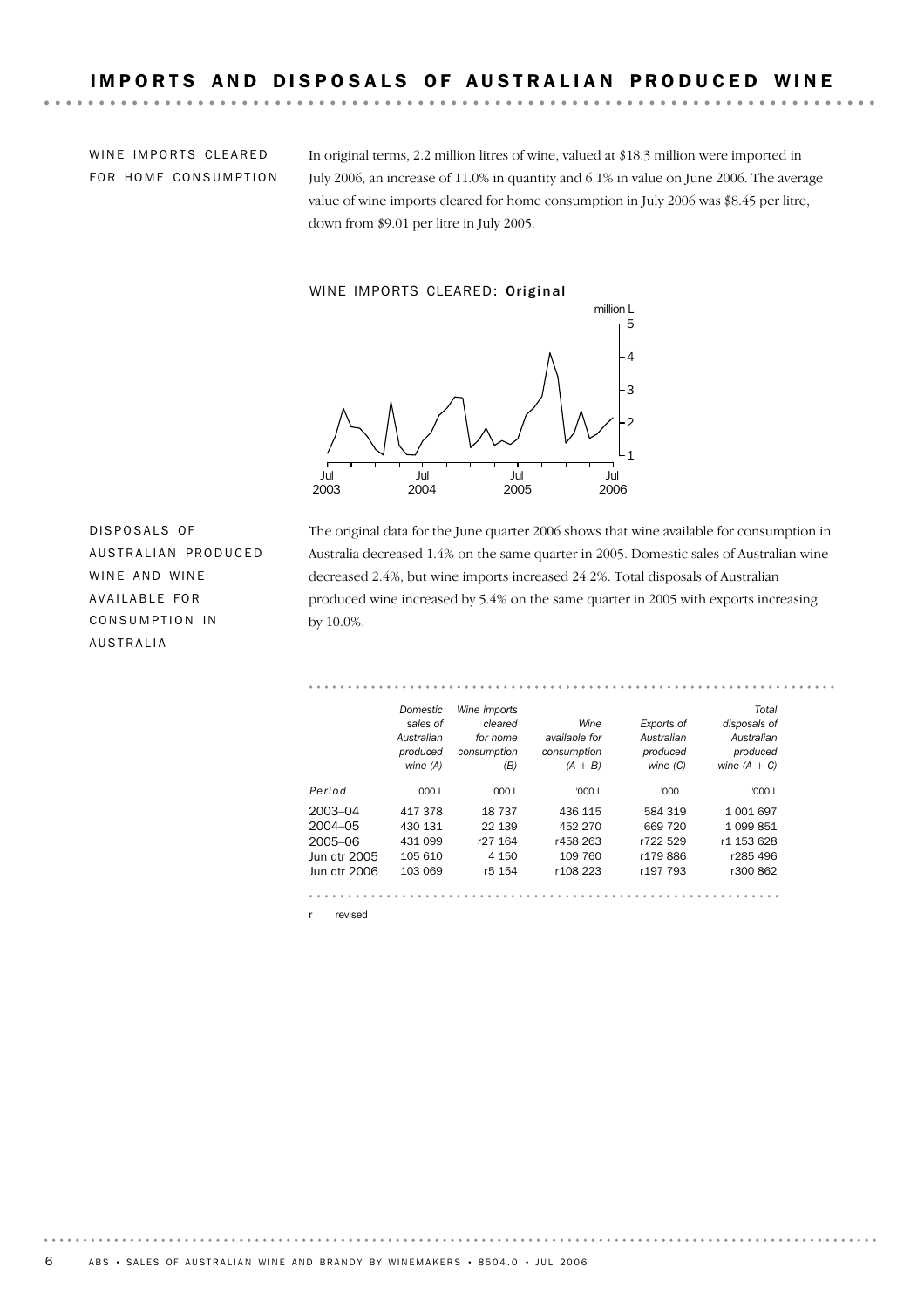# IMPORTS AND DISPOSALS OF AUSTRALIAN PRODUCED WINE

## WINE IMPORTS CLEARED FOR HOME CONSUMPTION

In original terms, 2.2 million litres of wine, valued at $18.3 million were imported in July 2006, an increase of 11.0% in quantity and 6.1% in value on June 2006. The average value of wine imports cleared for home consumption in July 2006 was $8.45 per litre, down from $9.01 per litre in July 2005.

WINE IMPORTS CLEARED: **Original**

## DISPOSALS OF AUSTRALIAN PRODUCED WINE AND WINE AVAILABLE FOR CONSUMPTION IN AUSTRALIA

The original data for the June quarter 2006 shows that wine available for consumption in Australia decreased 1.4% on the same quarter in 2005. Domestic sales of Australian wine decreased 2.4%, but wine imports increased 24.2%. Total disposals of Australian produced wine increased by 5.4% on the same quarter in 2005 with exports increasing by 10.0%.

| Period | *Domestic sales of Australian produced wine (A)* | *Wine imports cleared for home consumption (B)* | *Wine available for consumption (A + B)* | *Exports of Australian produced wine (C)* | *Total disposals of Australian produced wine (A + C)* |
|---|---|---|---|---|---|
| | '000 L | '000 L | '000 L | '000 L | '000 L |
| 2003–04 | 417 378 | 18 737 | 436 115 | 584 319 | 1 001 697 |
| 2004–05 | 430 131 | 22 139 | 452 270 | 669 720 | 1 099 851 |
| 2005–06 | 431 099 | r27 164 | r458 263 | r722 529 | r1 153 628 |
| Jun qtr 2005 | 105 610 | 4 150 | 109 760 | r179 886 | r285 496 |
| Jun qtr 2006 | 103 069 | r5 154 | r108 223 | r197 793 | r300 862 |

r revised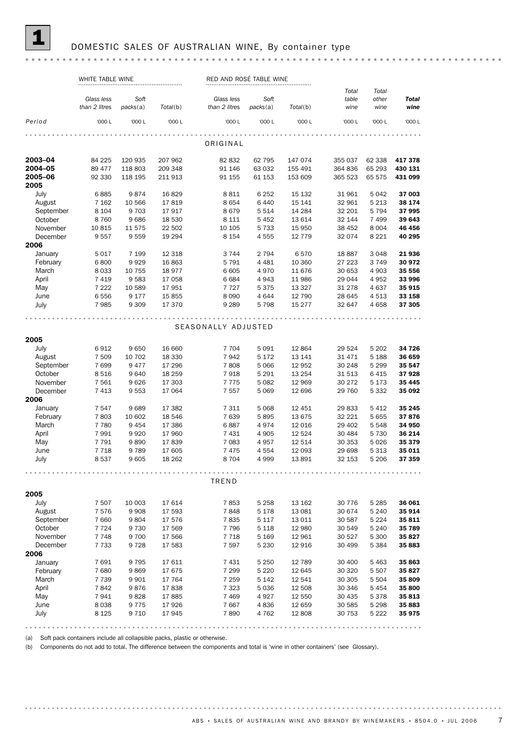# 1 DOMESTIC SALES OF AUSTRALIAN WINE, By container type

| Period | WHITE TABLE WINE | | | RED AND ROSÉ TABLE WINE | | | Total table wine | Total other wine | **Total wine** |
|---|---|---|---|---|---|---|---|---|---|
| | Glass less than 2 litres | Soft packs(a) | Total(b) | Glass less than 2 litres | Soft packs(a) | Total(b) | | | |
| | '000 L | '000 L | '000 L | '000 L | '000 L | '000 L | '000 L | '000 L | '000 L |
| **ORIGINAL** | | | | | | | | | |
| **2003–04** | 84 225 | 120 935 | 207 962 | 82 832 | 62 795 | 147 074 | 355 037 | 62 338 | **417 378** |
| **2004–05** | 89 477 | 118 803 | 209 348 | 91 146 | 63 032 | 155 491 | 364 836 | 65 293 | **430 131** |
| **2005–06** | 92 330 | 118 195 | 211 913 | 91 155 | 61 153 | 153 609 | 365 523 | 65 575 | **431 099** |
| **2005** | | | | | | | | | |
| July | 6 885 | 9 874 | 16 829 | 8 811 | 6 252 | 15 132 | 31 961 | 5 042 | **37 003** |
| August | 7 162 | 10 566 | 17 819 | 8 654 | 6 440 | 15 141 | 32 961 | 5 213 | **38 174** |
| September | 8 104 | 9 703 | 17 917 | 8 679 | 5 514 | 14 284 | 32 201 | 5 794 | **37 995** |
| October | 8 760 | 9 686 | 18 530 | 8 111 | 5 452 | 13 614 | 32 144 | 7 499 | **39 643** |
| November | 10 815 | 11 575 | 22 502 | 10 105 | 5 733 | 15 950 | 38 452 | 8 004 | **46 456** |
| December | 9 557 | 9 559 | 19 294 | 8 154 | 4 555 | 12 779 | 32 074 | 8 221 | **40 295** |
| **2006** | | | | | | | | | |
| January | 5 017 | 7 199 | 12 318 | 3 744 | 2 794 | 6 570 | 18 887 | 3 048 | **21 936** |
| February | 6 800 | 9 929 | 16 863 | 5 791 | 4 481 | 10 360 | 27 223 | 3 749 | **30 972** |
| March | 8 033 | 10 755 | 18 977 | 6 605 | 4 970 | 11 676 | 30 653 | 4 903 | **35 556** |
| April | 7 419 | 9 583 | 17 058 | 6 684 | 4 943 | 11 986 | 29 044 | 4 952 | **33 996** |
| May | 7 222 | 10 589 | 17 951 | 7 727 | 5 375 | 13 327 | 31 278 | 4 637 | **35 915** |
| June | 6 556 | 9 177 | 15 855 | 8 090 | 4 644 | 12 790 | 28 645 | 4 513 | **33 158** |
| July | 7 985 | 9 309 | 17 370 | 9 289 | 5 798 | 15 277 | 32 647 | 4 658 | **37 305** |
| **SEASONALLY ADJUSTED** | | | | | | | | | |
| **2005** | | | | | | | | | |
| July | 6 912 | 9 650 | 16 660 | 7 704 | 5 091 | 12 864 | 29 524 | 5 202 | **34 726** |
| August | 7 509 | 10 702 | 18 330 | 7 942 | 5 172 | 13 141 | 31 471 | 5 188 | **36 659** |
| September | 7 699 | 9 477 | 17 296 | 7 808 | 5 066 | 12 952 | 30 248 | 5 299 | **35 547** |
| October | 8 516 | 9 640 | 18 259 | 7 918 | 5 291 | 13 254 | 31 513 | 6 415 | **37 928** |
| November | 7 561 | 9 626 | 17 303 | 7 775 | 5 082 | 12 969 | 30 272 | 5 173 | **35 445** |
| December | 7 413 | 9 553 | 17 064 | 7 557 | 5 069 | 12 696 | 29 760 | 5 332 | **35 092** |
| **2006** | | | | | | | | | |
| January | 7 547 | 9 689 | 17 382 | 7 311 | 5 068 | 12 451 | 29 833 | 5 412 | **35 245** |
| February | 7 803 | 10 602 | 18 546 | 7 639 | 5 895 | 13 675 | 32 221 | 5 655 | **37 876** |
| March | 7 780 | 9 454 | 17 386 | 6 887 | 4 974 | 12 016 | 29 402 | 5 548 | **34 950** |
| April | 7 991 | 9 920 | 17 960 | 7 431 | 4 905 | 12 524 | 30 484 | 5 730 | **36 214** |
| May | 7 791 | 9 890 | 17 839 | 7 083 | 4 957 | 12 514 | 30 353 | 5 026 | **35 379** |
| June | 7 718 | 9 789 | 17 605 | 7 475 | 4 554 | 12 093 | 29 698 | 5 313 | **35 011** |
| July | 8 537 | 9 605 | 18 262 | 8 704 | 4 999 | 13 891 | 32 153 | 5 206 | **37 359** |
| **TREND** | | | | | | | | | |
| **2005** | | | | | | | | | |
| July | 7 507 | 10 003 | 17 614 | 7 853 | 5 258 | 13 162 | 30 776 | 5 285 | **36 061** |
| August | 7 576 | 9 908 | 17 593 | 7 848 | 5 178 | 13 081 | 30 674 | 5 240 | **35 914** |
| September | 7 660 | 9 804 | 17 576 | 7 835 | 5 117 | 13 011 | 30 587 | 5 224 | **35 811** |
| October | 7 724 | 9 730 | 17 569 | 7 796 | 5 118 | 12 980 | 30 549 | 5 240 | **35 789** |
| November | 7 748 | 9 700 | 17 566 | 7 718 | 5 169 | 12 961 | 30 527 | 5 300 | **35 827** |
| December | 7 733 | 9 728 | 17 583 | 7 597 | 5 230 | 12 916 | 30 499 | 5 384 | **35 883** |
| **2006** | | | | | | | | | |
| January | 7 691 | 9 795 | 17 611 | 7 431 | 5 250 | 12 789 | 30 400 | 5 463 | **35 863** |
| February | 7 680 | 9 869 | 17 675 | 7 299 | 5 220 | 12 645 | 30 320 | 5 507 | **35 827** |
| March | 7 739 | 9 901 | 17 764 | 7 259 | 5 142 | 12 541 | 30 305 | 5 504 | **35 809** |
| April | 7 842 | 9 876 | 17 838 | 7 323 | 5 036 | 12 508 | 30 346 | 5 454 | **35 800** |
| May | 7 941 | 9 828 | 17 885 | 7 469 | 4 927 | 12 550 | 30 435 | 5 378 | **35 813** |
| June | 8 038 | 9 775 | 17 926 | 7 667 | 4 836 | 12 659 | 30 585 | 5 298 | **35 883** |
| July | 8 125 | 9 710 | 17 945 | 7 890 | 4 762 | 12 808 | 30 753 | 5 222 | **35 975** |

(a) Soft pack containers include all collapsible packs, plastic or otherwise.

(b) Components do not add to total. The difference between the components and total is 'wine in other containers' (see Glossary).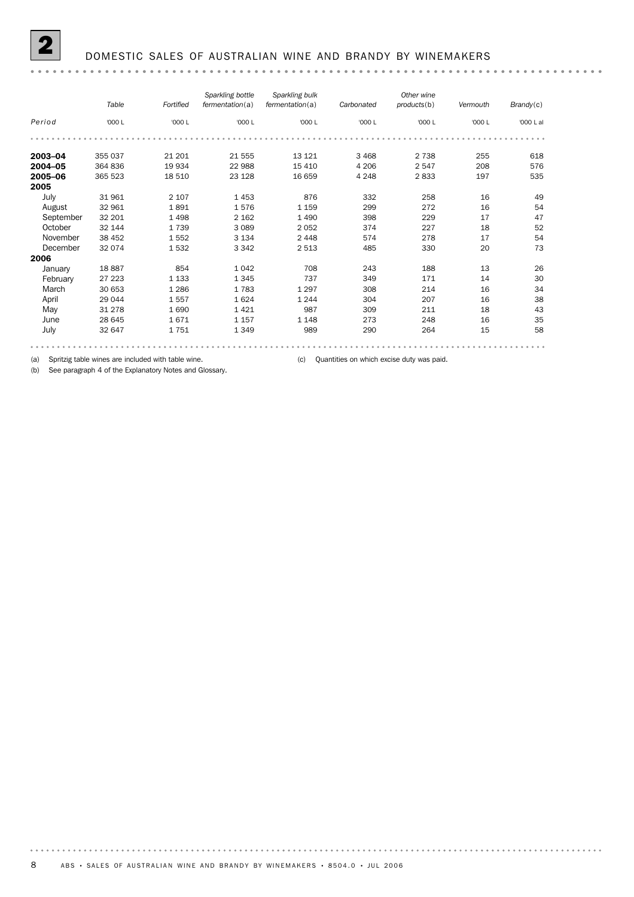## 2 DOMESTIC SALES OF AUSTRALIAN WINE AND BRANDY BY WINEMAKERS

| Period | *Table* | *Fortified* | *Sparkling bottle fermentation*(a) | *Sparkling bulk fermentation*(a) | *Carbonated* | *Other wine products*(b) | *Vermouth* | *Brandy*(c) |
|---|---|---|---|---|---|---|---|---|
| | '000 L | '000 L | '000 L | '000 L | '000 L | '000 L | '000 L | '000 L al |
| **2003–04** | 355 037 | 21 201 | 21 555 | 13 121 | 3 468 | 2 738 | 255 | 618 |
| **2004–05** | 364 836 | 19 934 | 22 988 | 15 410 | 4 206 | 2 547 | 208 | 576 |
| **2005–06** | 365 523 | 18 510 | 23 128 | 16 659 | 4 248 | 2 833 | 197 | 535 |
| **2005** | | | | | | | | |
| July | 31 961 | 2 107 | 1 453 | 876 | 332 | 258 | 16 | 49 |
| August | 32 961 | 1 891 | 1 576 | 1 159 | 299 | 272 | 16 | 54 |
| September | 32 201 | 1 498 | 2 162 | 1 490 | 398 | 229 | 17 | 47 |
| October | 32 144 | 1 739 | 3 089 | 2 052 | 374 | 227 | 18 | 52 |
| November | 38 452 | 1 552 | 3 134 | 2 448 | 574 | 278 | 17 | 54 |
| December | 32 074 | 1 532 | 3 342 | 2 513 | 485 | 330 | 20 | 73 |
| **2006** | | | | | | | | |
| January | 18 887 | 854 | 1 042 | 708 | 243 | 188 | 13 | 26 |
| February | 27 223 | 1 133 | 1 345 | 737 | 349 | 171 | 14 | 30 |
| March | 30 653 | 1 286 | 1 783 | 1 297 | 308 | 214 | 16 | 34 |
| April | 29 044 | 1 557 | 1 624 | 1 244 | 304 | 207 | 16 | 38 |
| May | 31 278 | 1 690 | 1 421 | 987 | 309 | 211 | 18 | 43 |
| June | 28 645 | 1 671 | 1 157 | 1 148 | 273 | 248 | 16 | 35 |
| July | 32 647 | 1 751 | 1 349 | 989 | 290 | 264 | 15 | 58 |

(a) Spritzig table wines are included with table wine.
(b) See paragraph 4 of the Explanatory Notes and Glossary.
(c) Quantities on which excise duty was paid.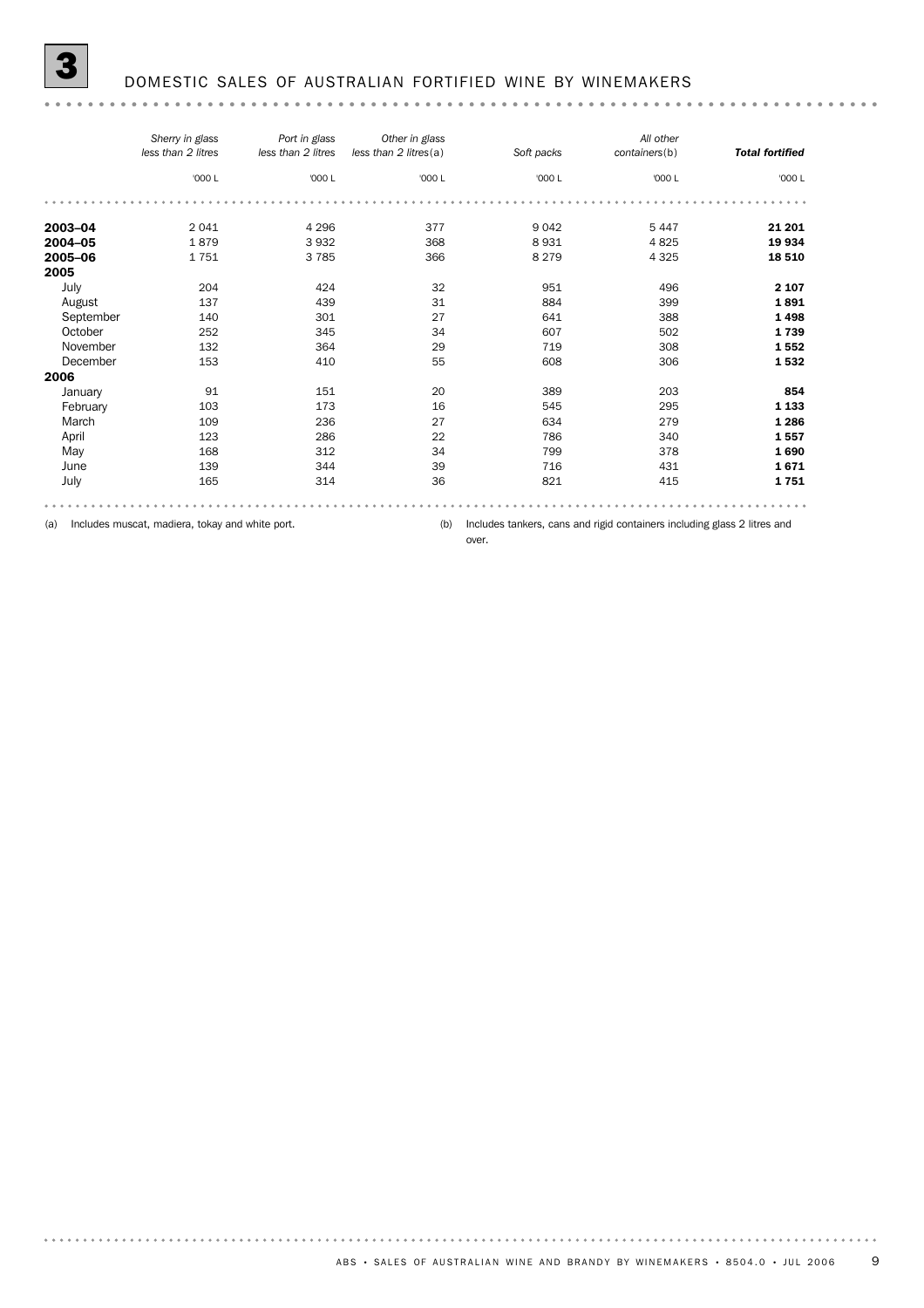# 3 DOMESTIC SALES OF AUSTRALIAN FORTIFIED WINE BY WINEMAKERS

| | *Sherry in glass less than 2 litres* | *Port in glass less than 2 litres* | *Other in glass less than 2 litres(a)* | *Soft packs* | *All other containers(b)* | ***Total fortified*** |
|---|---|---|---|---|---|---|
| | '000 L | '000 L | '000 L | '000 L | '000 L | '000 L |
| **2003–04** | 2 041 | 4 296 | 377 | 9 042 | 5 447 | **21 201** |
| **2004–05** | 1 879 | 3 932 | 368 | 8 931 | 4 825 | **19 934** |
| **2005–06** | 1 751 | 3 785 | 366 | 8 279 | 4 325 | **18 510** |
| **2005** | | | | | | |
| July | 204 | 424 | 32 | 951 | 496 | **2 107** |
| August | 137 | 439 | 31 | 884 | 399 | **1 891** |
| September | 140 | 301 | 27 | 641 | 388 | **1 498** |
| October | 252 | 345 | 34 | 607 | 502 | **1 739** |
| November | 132 | 364 | 29 | 719 | 308 | **1 552** |
| December | 153 | 410 | 55 | 608 | 306 | **1 532** |
| **2006** | | | | | | |
| January | 91 | 151 | 20 | 389 | 203 | **854** |
| February | 103 | 173 | 16 | 545 | 295 | **1 133** |
| March | 109 | 236 | 27 | 634 | 279 | **1 286** |
| April | 123 | 286 | 22 | 786 | 340 | **1 557** |
| May | 168 | 312 | 34 | 799 | 378 | **1 690** |
| June | 139 | 344 | 39 | 716 | 431 | **1 671** |
| July | 165 | 314 | 36 | 821 | 415 | **1 751** |

(a) Includes muscat, madiera, tokay and white port.

(b) Includes tankers, cans and rigid containers including glass 2 litres and over.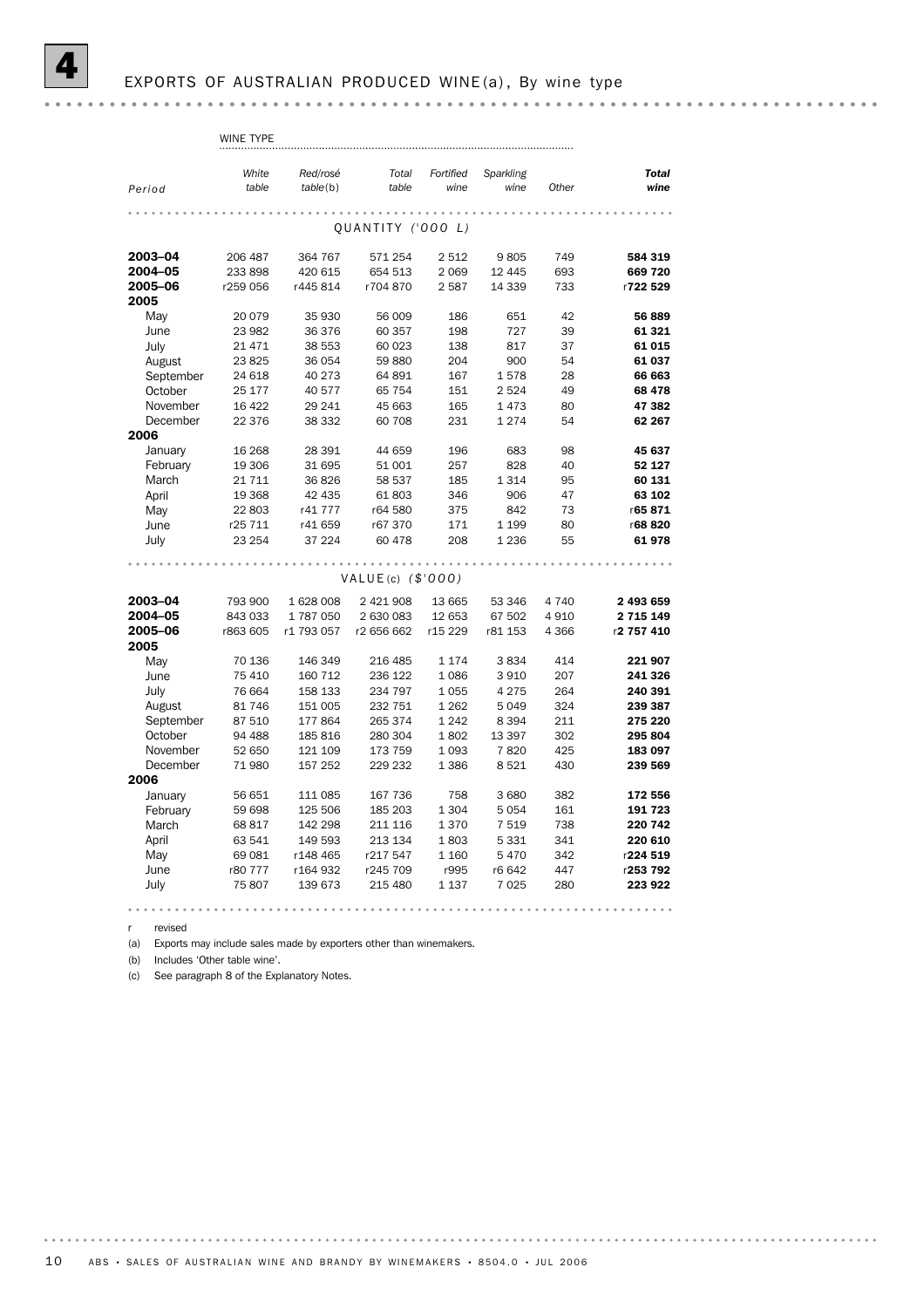# 4 EXPORTS OF AUSTRALIAN PRODUCED WINE(a), By wine type

| Period | White table | Red/rosé table(b) | Total table | Fortified wine | Sparkling wine | Other | Total wine |
|---|---|---|---|---|---|---|---|
| | **QUANTITY ('000 L)** | | | | | | |
| **2003–04** | 206 487 | 364 767 | 571 254 | 2 512 | 9 805 | 749 | **584 319** |
| **2004–05** | 233 898 | 420 615 | 654 513 | 2 069 | 12 445 | 693 | **669 720** |
| **2005–06** | r259 056 | r445 814 | r704 870 | 2 587 | 14 339 | 733 | r**722 529** |
| **2005** | | | | | | | |
| May | 20 079 | 35 930 | 56 009 | 186 | 651 | 42 | **56 889** |
| June | 23 982 | 36 376 | 60 357 | 198 | 727 | 39 | **61 321** |
| July | 21 471 | 38 553 | 60 023 | 138 | 817 | 37 | **61 015** |
| August | 23 825 | 36 054 | 59 880 | 204 | 900 | 54 | **61 037** |
| September | 24 618 | 40 273 | 64 891 | 167 | 1 578 | 28 | **66 663** |
| October | 25 177 | 40 577 | 65 754 | 151 | 2 524 | 49 | **68 478** |
| November | 16 422 | 29 241 | 45 663 | 165 | 1 473 | 80 | **47 382** |
| December | 22 376 | 38 332 | 60 708 | 231 | 1 274 | 54 | **62 267** |
| **2006** | | | | | | | |
| January | 16 268 | 28 391 | 44 659 | 196 | 683 | 98 | **45 637** |
| February | 19 306 | 31 695 | 51 001 | 257 | 828 | 40 | **52 127** |
| March | 21 711 | 36 826 | 58 537 | 185 | 1 314 | 95 | **60 131** |
| April | 19 368 | 42 435 | 61 803 | 346 | 906 | 47 | **63 102** |
| May | 22 803 | r41 777 | r64 580 | 375 | 842 | 73 | r**65 871** |
| June | r25 711 | r41 659 | r67 370 | 171 | 1 199 | 80 | r**68 820** |
| July | 23 254 | 37 224 | 60 478 | 208 | 1 236 | 55 | **61 978** |
| | **VALUE(c) ($'000)** | | | | | | |
| **2003–04** | 793 900 | 1 628 008 | 2 421 908 | 13 665 | 53 346 | 4 740 | **2 493 659** |
| **2004–05** | 843 033 | 1 787 050 | 2 630 083 | 12 653 | 67 502 | 4 910 | **2 715 149** |
| **2005–06** | r863 605 | r1 793 057 | r2 656 662 | r15 229 | r81 153 | 4 366 | r**2 757 410** |
| **2005** | | | | | | | |
| May | 70 136 | 146 349 | 216 485 | 1 174 | 3 834 | 414 | **221 907** |
| June | 75 410 | 160 712 | 236 122 | 1 086 | 3 910 | 207 | **241 326** |
| July | 76 664 | 158 133 | 234 797 | 1 055 | 4 275 | 264 | **240 391** |
| August | 81 746 | 151 005 | 232 751 | 1 262 | 5 049 | 324 | **239 387** |
| September | 87 510 | 177 864 | 265 374 | 1 242 | 8 394 | 211 | **275 220** |
| October | 94 488 | 185 816 | 280 304 | 1 802 | 13 397 | 302 | **295 804** |
| November | 52 650 | 121 109 | 173 759 | 1 093 | 7 820 | 425 | **183 097** |
| December | 71 980 | 157 252 | 229 232 | 1 386 | 8 521 | 430 | **239 569** |
| **2006** | | | | | | | |
| January | 56 651 | 111 085 | 167 736 | 758 | 3 680 | 382 | **172 556** |
| February | 59 698 | 125 506 | 185 203 | 1 304 | 5 054 | 161 | **191 723** |
| March | 68 817 | 142 298 | 211 116 | 1 370 | 7 519 | 738 | **220 742** |
| April | 63 541 | 149 593 | 213 134 | 1 803 | 5 331 | 341 | **220 610** |
| May | 69 081 | r148 465 | r217 547 | 1 160 | 5 470 | 342 | r**224 519** |
| June | r80 777 | r164 932 | r245 709 | r995 | r6 642 | 447 | r**253 792** |
| July | 75 807 | 139 673 | 215 480 | 1 137 | 7 025 | 280 | **223 922** |

r revised

(a) Exports may include sales made by exporters other than winemakers.

(b) Includes 'Other table wine'.

(c) See paragraph 8 of the Explanatory Notes.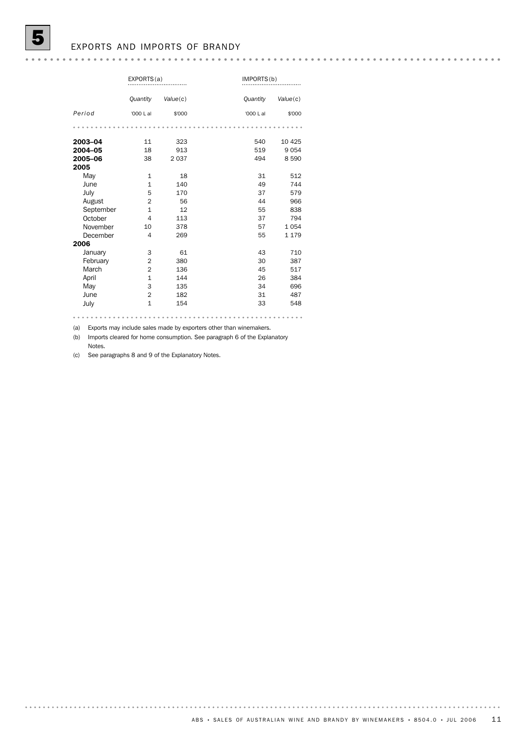# 5 EXPORTS AND IMPORTS OF BRANDY

| | EXPORTS(a) | | IMPORTS(b) | |
|---|---|---|---|---|
| | *Quantity* | *Value(c)* | *Quantity* | *Value(c)* |
| *Period* | '000 L al | $'000 | '000 L al | $'000 |
| **2003–04** | 11 | 323 | 540 | 10 425 |
| **2004–05** | 18 | 913 | 519 | 9 054 |
| **2005–06** | 38 | 2 037 | 494 | 8 590 |
| **2005** | | | | |
| May | 1 | 18 | 31 | 512 |
| June | 1 | 140 | 49 | 744 |
| July | 5 | 170 | 37 | 579 |
| August | 2 | 56 | 44 | 966 |
| September | 1 | 12 | 55 | 838 |
| October | 4 | 113 | 37 | 794 |
| November | 10 | 378 | 57 | 1 054 |
| December | 4 | 269 | 55 | 1 179 |
| **2006** | | | | |
| January | 3 | 61 | 43 | 710 |
| February | 2 | 380 | 30 | 387 |
| March | 2 | 136 | 45 | 517 |
| April | 1 | 144 | 26 | 384 |
| May | 3 | 135 | 34 | 696 |
| June | 2 | 182 | 31 | 487 |
| July | 1 | 154 | 33 | 548 |

(a) Exports may include sales made by exporters other than winemakers.

(b) Imports cleared for home consumption. See paragraph 6 of the Explanatory Notes.

(c) See paragraphs 8 and 9 of the Explanatory Notes.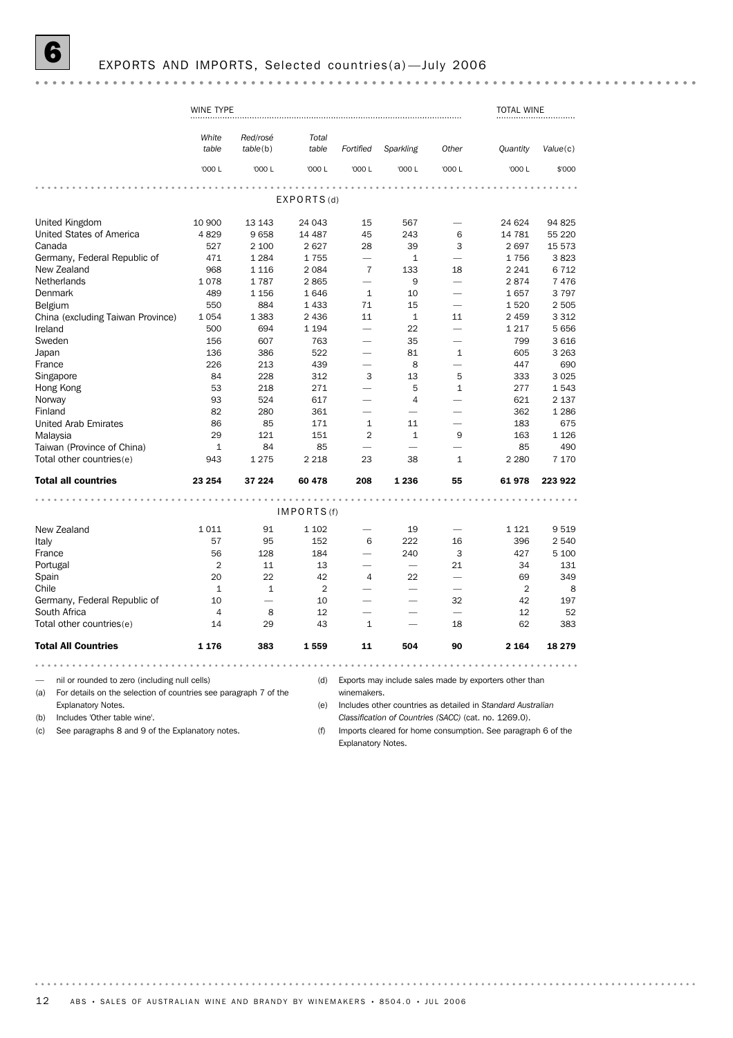# 6 EXPORTS AND IMPORTS, Selected countries(a)—July 2006

| | WINE TYPE | | | | | | TOTAL WINE | |
|---|---|---|---|---|---|---|---|---|
| | *White table* | *Red/rosé table*(b) | *Total table* | *Fortified* | *Sparkling* | *Other* | *Quantity* | *Value*(c) |
| | '000 L | '000 L | '000 L | '000 L | '000 L | '000 L | '000 L | $'000 |
| **EXPORTS(d)** | | | | | | | | |
| United Kingdom | 10 900 | 13 143 | 24 043 | 15 | 567 | — | 24 624 | 94 825 |
| United States of America | 4 829 | 9 658 | 14 487 | 45 | 243 | 6 | 14 781 | 55 220 |
| Canada | 527 | 2 100 | 2 627 | 28 | 39 | 3 | 2 697 | 15 573 |
| Germany, Federal Republic of | 471 | 1 284 | 1 755 | — | 1 | — | 1 756 | 3 823 |
| New Zealand | 968 | 1 116 | 2 084 | 7 | 133 | 18 | 2 241 | 6 712 |
| Netherlands | 1 078 | 1 787 | 2 865 | — | 9 | — | 2 874 | 7 476 |
| Denmark | 489 | 1 156 | 1 646 | 1 | 10 | — | 1 657 | 3 797 |
| Belgium | 550 | 884 | 1 433 | 71 | 15 | — | 1 520 | 2 505 |
| China (excluding Taiwan Province) | 1 054 | 1 383 | 2 436 | 11 | 1 | 11 | 2 459 | 3 312 |
| Ireland | 500 | 694 | 1 194 | — | 22 | — | 1 217 | 5 656 |
| Sweden | 156 | 607 | 763 | — | 35 | — | 799 | 3 616 |
| Japan | 136 | 386 | 522 | — | 81 | 1 | 605 | 3 263 |
| France | 226 | 213 | 439 | — | 8 | — | 447 | 690 |
| Singapore | 84 | 228 | 312 | 3 | 13 | 5 | 333 | 3 025 |
| Hong Kong | 53 | 218 | 271 | — | 5 | 1 | 277 | 1 543 |
| Norway | 93 | 524 | 617 | — | 4 | — | 621 | 2 137 |
| Finland | 82 | 280 | 361 | — | — | — | 362 | 1 286 |
| United Arab Emirates | 86 | 85 | 171 | 1 | 11 | — | 183 | 675 |
| Malaysia | 29 | 121 | 151 | 2 | 1 | 9 | 163 | 1 126 |
| Taiwan (Province of China) | 1 | 84 | 85 | — | — | — | 85 | 490 |
| Total other countries(e) | 943 | 1 275 | 2 218 | 23 | 38 | 1 | 2 280 | 7 170 |
| **Total all countries** | **23 254** | **37 224** | **60 478** | **208** | **1 236** | **55** | **61 978** | **223 922** |
| **IMPORTS(f)** | | | | | | | | |
| New Zealand | 1 011 | 91 | 1 102 | — | 19 | — | 1 121 | 9 519 |
| Italy | 57 | 95 | 152 | 6 | 222 | 16 | 396 | 2 540 |
| France | 56 | 128 | 184 | — | 240 | 3 | 427 | 5 100 |
| Portugal | 2 | 11 | 13 | — | — | 21 | 34 | 131 |
| Spain | 20 | 22 | 42 | 4 | 22 | — | 69 | 349 |
| Chile | 1 | 1 | 2 | — | — | — | 2 | 8 |
| Germany, Federal Republic of | 10 | — | 10 | — | — | 32 | 42 | 197 |
| South Africa | 4 | 8 | 12 | — | — | — | 12 | 52 |
| Total other countries(e) | 14 | 29 | 43 | 1 | — | 18 | 62 | 383 |
| **Total All Countries** | **1 176** | **383** | **1 559** | **11** | **504** | **90** | **2 164** | **18 279** |

— nil or rounded to zero (including null cells)

(a) For details on the selection of countries see paragraph 7 of the Explanatory Notes.

(b) Includes 'Other table wine'.

(c) See paragraphs 8 and 9 of the Explanatory notes.

(d) Exports may include sales made by exporters other than winemakers.

(e) Includes other countries as detailed in *Standard Australian Classification of Countries (SACC)* (cat. no. 1269.0).

(f) Imports cleared for home consumption. See paragraph 6 of the Explanatory Notes.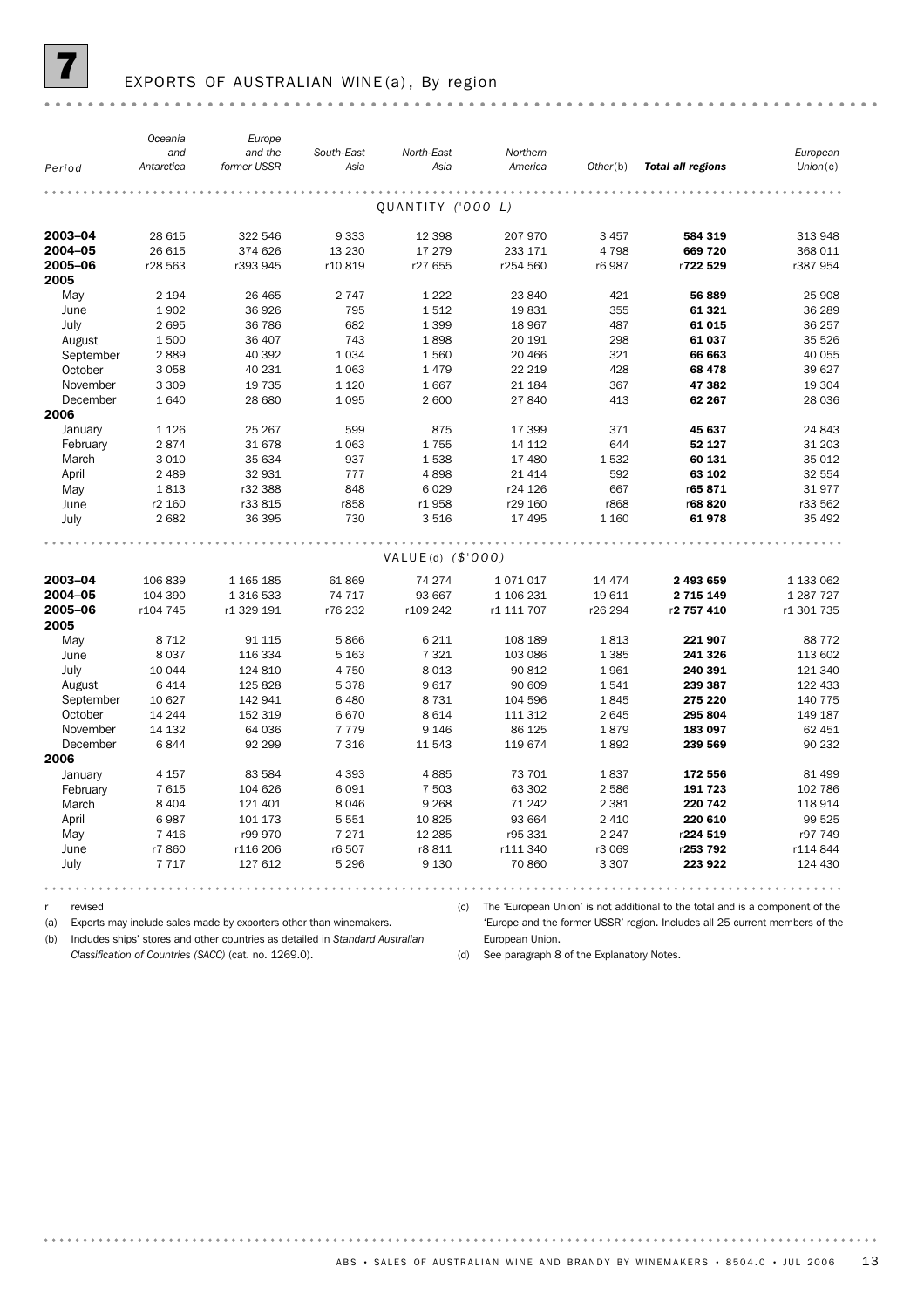# 7 EXPORTS OF AUSTRALIAN WINE (a), By region

| Period | Oceania and Antarctica | Europe and the former USSR | South-East Asia | North-East Asia | Northern America | Other(b) | **Total all regions** | European Union(c) |
|---|---|---|---|---|---|---|---|---|
| | | | | QUANTITY ('000 L) | | | | |
| **2003–04** | 28 615 | 322 546 | 9 333 | 12 398 | 207 970 | 3 457 | **584 319** | 313 948 |
| **2004–05** | 26 615 | 374 626 | 13 230 | 17 279 | 233 171 | 4 798 | **669 720** | 368 011 |
| **2005–06** | r28 563 | r393 945 | r10 819 | r27 655 | r254 560 | r6 987 | r**722 529** | r387 954 |
| **2005** | | | | | | | | |
| May | 2 194 | 26 465 | 2 747 | 1 222 | 23 840 | 421 | **56 889** | 25 908 |
| June | 1 902 | 36 926 | 795 | 1 512 | 19 831 | 355 | **61 321** | 36 289 |
| July | 2 695 | 36 786 | 682 | 1 399 | 18 967 | 487 | **61 015** | 36 257 |
| August | 1 500 | 36 407 | 743 | 1 898 | 20 191 | 298 | **61 037** | 35 526 |
| September | 2 889 | 40 392 | 1 034 | 1 560 | 20 466 | 321 | **66 663** | 40 055 |
| October | 3 058 | 40 231 | 1 063 | 1 479 | 22 219 | 428 | **68 478** | 39 627 |
| November | 3 309 | 19 735 | 1 120 | 1 667 | 21 184 | 367 | **47 382** | 19 304 |
| December | 1 640 | 28 680 | 1 095 | 2 600 | 27 840 | 413 | **62 267** | 28 036 |
| **2006** | | | | | | | | |
| January | 1 126 | 25 267 | 599 | 875 | 17 399 | 371 | **45 637** | 24 843 |
| February | 2 874 | 31 678 | 1 063 | 1 755 | 14 112 | 644 | **52 127** | 31 203 |
| March | 3 010 | 35 634 | 937 | 1 538 | 17 480 | 1 532 | **60 131** | 35 012 |
| April | 2 489 | 32 931 | 777 | 4 898 | 21 414 | 592 | **63 102** | 32 554 |
| May | 1 813 | r32 388 | 848 | 6 029 | r24 126 | 667 | r**65 871** | 31 977 |
| June | r2 160 | r33 815 | r858 | r1 958 | r29 160 | r868 | r**68 820** | r33 562 |
| July | 2 682 | 36 395 | 730 | 3 516 | 17 495 | 1 160 | **61 978** | 35 492 |
| | | | | VALUE (d) ($'000) | | | | |
| **2003–04** | 106 839 | 1 165 185 | 61 869 | 74 274 | 1 071 017 | 14 474 | **2 493 659** | 1 133 062 |
| **2004–05** | 104 390 | 1 316 533 | 74 717 | 93 667 | 1 106 231 | 19 611 | **2 715 149** | 1 287 727 |
| **2005–06** | r104 745 | r1 329 191 | r76 232 | r109 242 | r1 111 707 | r26 294 | r**2 757 410** | r1 301 735 |
| **2005** | | | | | | | | |
| May | 8 712 | 91 115 | 5 866 | 6 211 | 108 189 | 1 813 | **221 907** | 88 772 |
| June | 8 037 | 116 334 | 5 163 | 7 321 | 103 086 | 1 385 | **241 326** | 113 602 |
| July | 10 044 | 124 810 | 4 750 | 8 013 | 90 812 | 1 961 | **240 391** | 121 340 |
| August | 6 414 | 125 828 | 5 378 | 9 617 | 90 609 | 1 541 | **239 387** | 122 433 |
| September | 10 627 | 142 941 | 6 480 | 8 731 | 104 596 | 1 845 | **275 220** | 140 775 |
| October | 14 244 | 152 319 | 6 670 | 8 614 | 111 312 | 2 645 | **295 804** | 149 187 |
| November | 14 132 | 64 036 | 7 779 | 9 146 | 86 125 | 1 879 | **183 097** | 62 451 |
| December | 6 844 | 92 299 | 7 316 | 11 543 | 119 674 | 1 892 | **239 569** | 90 232 |
| **2006** | | | | | | | | |
| January | 4 157 | 83 584 | 4 393 | 4 885 | 73 701 | 1 837 | **172 556** | 81 499 |
| February | 7 615 | 104 626 | 6 091 | 7 503 | 63 302 | 2 586 | **191 723** | 102 786 |
| March | 8 404 | 121 401 | 8 046 | 9 268 | 71 242 | 2 381 | **220 742** | 118 914 |
| April | 6 987 | 101 173 | 5 551 | 10 825 | 93 664 | 2 410 | **220 610** | 99 525 |
| May | 7 416 | r99 970 | 7 271 | 12 285 | r95 331 | 2 247 | r**224 519** | r97 749 |
| June | r7 860 | r116 206 | r6 507 | r8 811 | r111 340 | r3 069 | r**253 792** | r114 844 |
| July | 7 717 | 127 612 | 5 296 | 9 130 | 70 860 | 3 307 | **223 922** | 124 430 |

r revised

(a) Exports may include sales made by exporters other than winemakers.

(b) Includes ships' stores and other countries as detailed in *Standard Australian Classification of Countries (SACC)* (cat. no. 1269.0).

(c) The 'European Union' is not additional to the total and is a component of the 'Europe and the former USSR' region. Includes all 25 current members of the European Union.

(d) See paragraph 8 of the Explanatory Notes.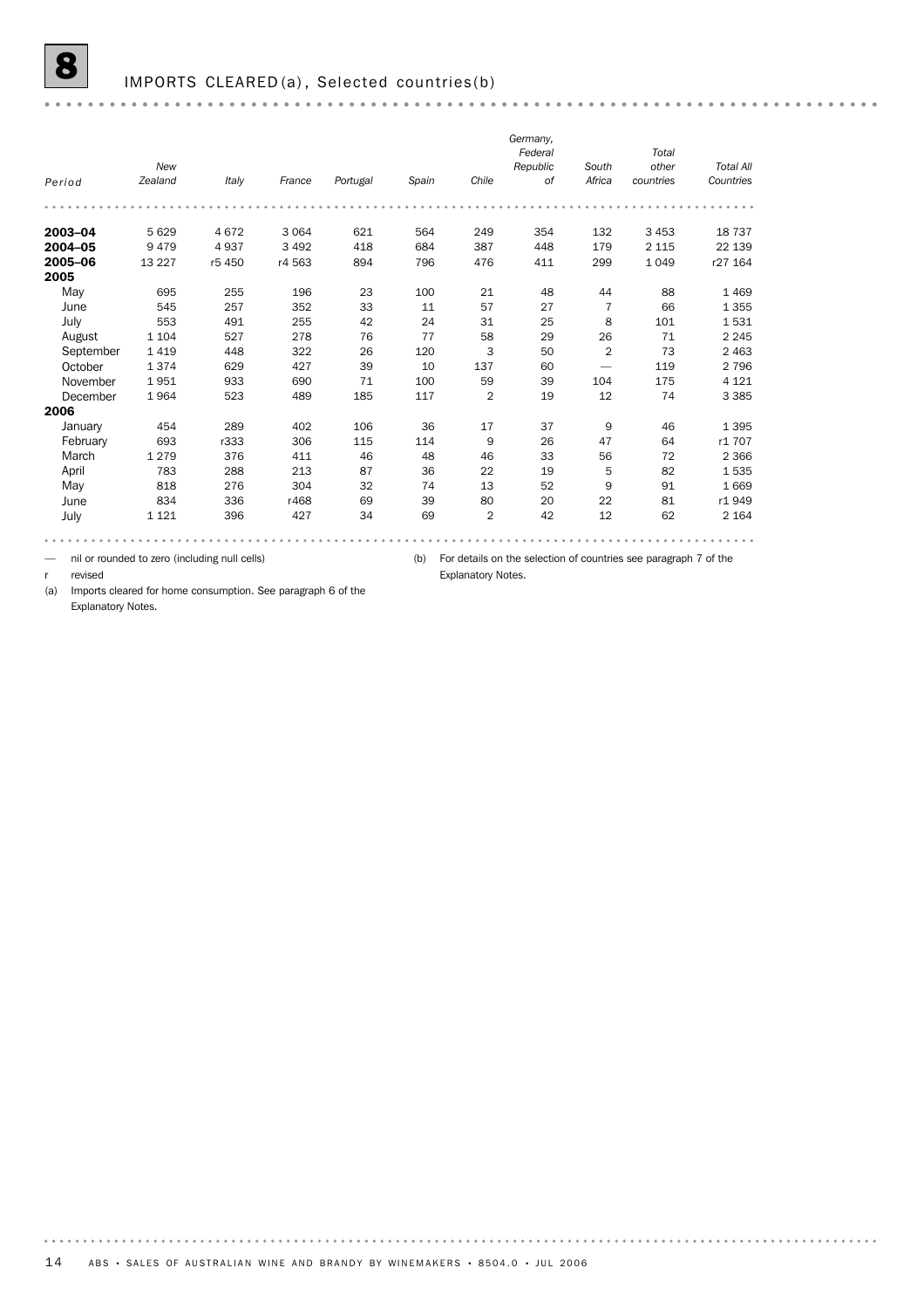# 8 IMPORTS CLEARED(a), Selected countries(b)

| Period | New Zealand | Italy | France | Portugal | Spain | Chile | Germany, Federal Republic of | South Africa | Total other countries | Total All Countries |
|---|---|---|---|---|---|---|---|---|---|---|
| **2003–04** | 5 629 | 4 672 | 3 064 | 621 | 564 | 249 | 354 | 132 | 3 453 | 18 737 |
| **2004–05** | 9 479 | 4 937 | 3 492 | 418 | 684 | 387 | 448 | 179 | 2 115 | 22 139 |
| **2005–06** | 13 227 | r5 450 | r4 563 | 894 | 796 | 476 | 411 | 299 | 1 049 | r27 164 |
| **2005** | | | | | | | | | | |
| May | 695 | 255 | 196 | 23 | 100 | 21 | 48 | 44 | 88 | 1 469 |
| June | 545 | 257 | 352 | 33 | 11 | 57 | 27 | 7 | 66 | 1 355 |
| July | 553 | 491 | 255 | 42 | 24 | 31 | 25 | 8 | 101 | 1 531 |
| August | 1 104 | 527 | 278 | 76 | 77 | 58 | 29 | 26 | 71 | 2 245 |
| September | 1 419 | 448 | 322 | 26 | 120 | 3 | 50 | 2 | 73 | 2 463 |
| October | 1 374 | 629 | 427 | 39 | 10 | 137 | 60 | — | 119 | 2 796 |
| November | 1 951 | 933 | 690 | 71 | 100 | 59 | 39 | 104 | 175 | 4 121 |
| December | 1 964 | 523 | 489 | 185 | 117 | 2 | 19 | 12 | 74 | 3 385 |
| **2006** | | | | | | | | | | |
| January | 454 | 289 | 402 | 106 | 36 | 17 | 37 | 9 | 46 | 1 395 |
| February | 693 | r333 | 306 | 115 | 114 | 9 | 26 | 47 | 64 | r1 707 |
| March | 1 279 | 376 | 411 | 46 | 48 | 46 | 33 | 56 | 72 | 2 366 |
| April | 783 | 288 | 213 | 87 | 36 | 22 | 19 | 5 | 82 | 1 535 |
| May | 818 | 276 | 304 | 32 | 74 | 13 | 52 | 9 | 91 | 1 669 |
| June | 834 | 336 | r468 | 69 | 39 | 80 | 20 | 22 | 81 | r1 949 |
| July | 1 121 | 396 | 427 | 34 | 69 | 2 | 42 | 12 | 62 | 2 164 |

— nil or rounded to zero (including null cells)

r revised

(a) Imports cleared for home consumption. See paragraph 6 of the Explanatory Notes.

(b) For details on the selection of countries see paragraph 7 of the Explanatory Notes.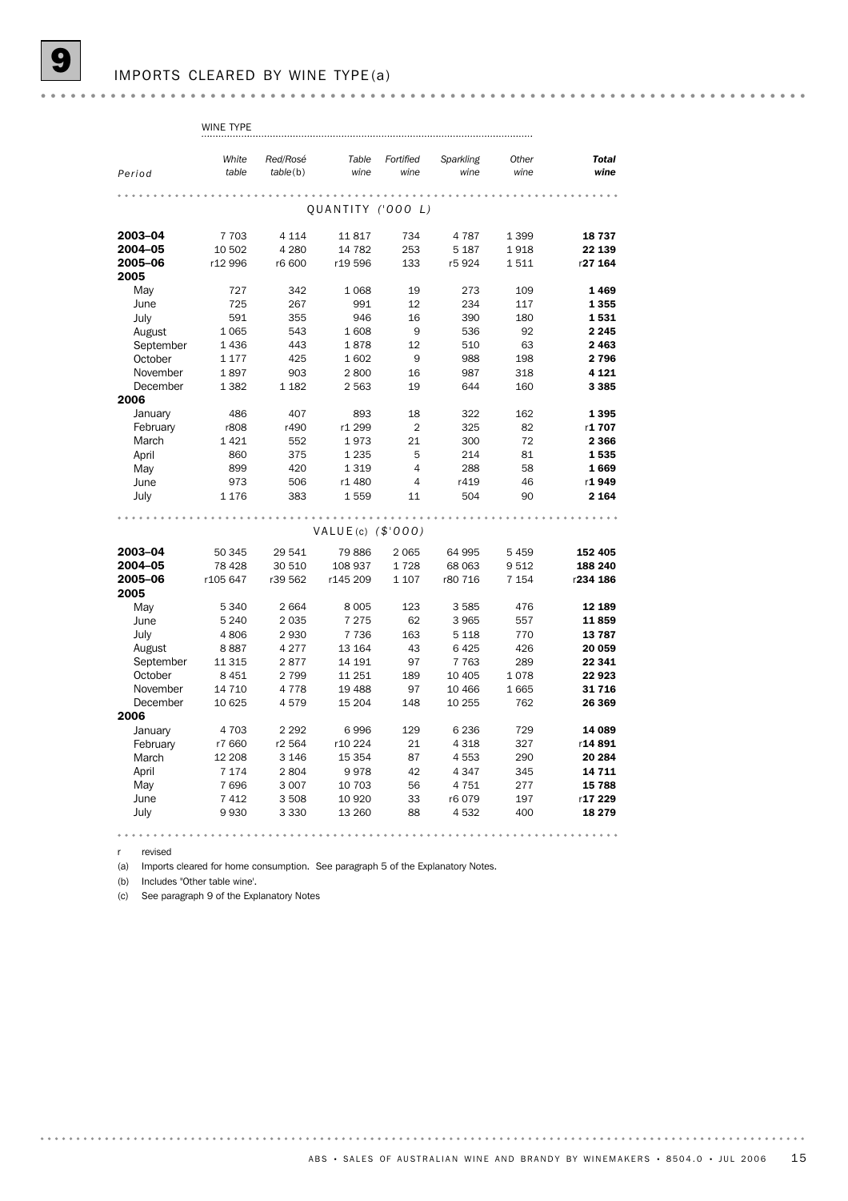## 9 IMPORTS CLEARED BY WINE TYPE(a)

| | WINE TYPE | | | | | | |
|---|---|---|---|---|---|---|---|
| *Period* | *White table* | *Red/Rosé table(b)* | *Table wine* | *Fortified wine* | *Sparkling wine* | *Other wine* | ***Total wine*** |
| | | | QUANTITY ('000 L) | | | | |
| **2003–04** | 7 703 | 4 114 | 11 817 | 734 | 4 787 | 1 399 | **18 737** |
| **2004–05** | 10 502 | 4 280 | 14 782 | 253 | 5 187 | 1 918 | **22 139** |
| **2005–06** | r12 996 | r6 600 | r19 596 | 133 | r5 924 | 1 511 | r**27 164** |
| **2005** | | | | | | | |
| May | 727 | 342 | 1 068 | 19 | 273 | 109 | **1 469** |
| June | 725 | 267 | 991 | 12 | 234 | 117 | **1 355** |
| July | 591 | 355 | 946 | 16 | 390 | 180 | **1 531** |
| August | 1 065 | 543 | 1 608 | 9 | 536 | 92 | **2 245** |
| September | 1 436 | 443 | 1 878 | 12 | 510 | 63 | **2 463** |
| October | 1 177 | 425 | 1 602 | 9 | 988 | 198 | **2 796** |
| November | 1 897 | 903 | 2 800 | 16 | 987 | 318 | **4 121** |
| December | 1 382 | 1 182 | 2 563 | 19 | 644 | 160 | **3 385** |
| **2006** | | | | | | | |
| January | 486 | 407 | 893 | 18 | 322 | 162 | **1 395** |
| February | r808 | r490 | r1 299 | 2 | 325 | 82 | r**1 707** |
| March | 1 421 | 552 | 1 973 | 21 | 300 | 72 | **2 366** |
| April | 860 | 375 | 1 235 | 5 | 214 | 81 | **1 535** |
| May | 899 | 420 | 1 319 | 4 | 288 | 58 | **1 669** |
| June | 973 | 506 | r1 480 | 4 | r419 | 46 | r**1 949** |
| July | 1 176 | 383 | 1 559 | 11 | 504 | 90 | **2 164** |
| | | | VALUE(c) ($'000) | | | | |
| **2003–04** | 50 345 | 29 541 | 79 886 | 2 065 | 64 995 | 5 459 | **152 405** |
| **2004–05** | 78 428 | 30 510 | 108 937 | 1 728 | 68 063 | 9 512 | **188 240** |
| **2005–06** | r105 647 | r39 562 | r145 209 | 1 107 | r80 716 | 7 154 | r**234 186** |
| **2005** | | | | | | | |
| May | 5 340 | 2 664 | 8 005 | 123 | 3 585 | 476 | **12 189** |
| June | 5 240 | 2 035 | 7 275 | 62 | 3 965 | 557 | **11 859** |
| July | 4 806 | 2 930 | 7 736 | 163 | 5 118 | 770 | **13 787** |
| August | 8 887 | 4 277 | 13 164 | 43 | 6 425 | 426 | **20 059** |
| September | 11 315 | 2 877 | 14 191 | 97 | 7 763 | 289 | **22 341** |
| October | 8 451 | 2 799 | 11 251 | 189 | 10 405 | 1 078 | **22 923** |
| November | 14 710 | 4 778 | 19 488 | 97 | 10 466 | 1 665 | **31 716** |
| December | 10 625 | 4 579 | 15 204 | 148 | 10 255 | 762 | **26 369** |
| **2006** | | | | | | | |
| January | 4 703 | 2 292 | 6 996 | 129 | 6 236 | 729 | **14 089** |
| February | r7 660 | r2 564 | r10 224 | 21 | 4 318 | 327 | r**14 891** |
| March | 12 208 | 3 146 | 15 354 | 87 | 4 553 | 290 | **20 284** |
| April | 7 174 | 2 804 | 9 978 | 42 | 4 347 | 345 | **14 711** |
| May | 7 696 | 3 007 | 10 703 | 56 | 4 751 | 277 | **15 788** |
| June | 7 412 | 3 508 | 10 920 | 33 | r6 079 | 197 | r**17 229** |
| July | 9 930 | 3 330 | 13 260 | 88 | 4 532 | 400 | **18 279** |

r revised

(a) Imports cleared for home consumption. See paragraph 5 of the Explanatory Notes.

(b) Includes 'Other table wine'.

(c) See paragraph 9 of the Explanatory Notes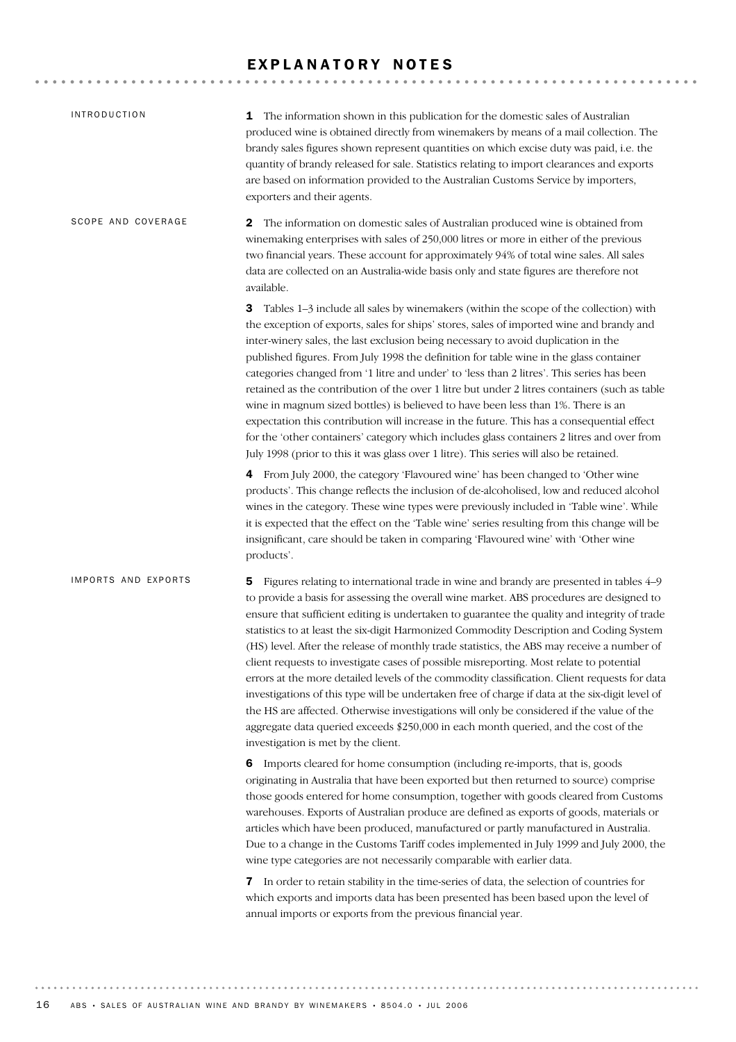# EXPLANATORY NOTES

## INTRODUCTION

**1** The information shown in this publication for the domestic sales of Australian produced wine is obtained directly from winemakers by means of a mail collection. The brandy sales figures shown represent quantities on which excise duty was paid, i.e. the quantity of brandy released for sale. Statistics relating to import clearances and exports are based on information provided to the Australian Customs Service by importers, exporters and their agents.

## SCOPE AND COVERAGE

**2** The information on domestic sales of Australian produced wine is obtained from winemaking enterprises with sales of 250,000 litres or more in either of the previous two financial years. These account for approximately 94% of total wine sales. All sales data are collected on an Australia-wide basis only and state figures are therefore not available.

**3** Tables 1–3 include all sales by winemakers (within the scope of the collection) with the exception of exports, sales for ships' stores, sales of imported wine and brandy and inter-winery sales, the last exclusion being necessary to avoid duplication in the published figures. From July 1998 the definition for table wine in the glass container categories changed from '1 litre and under' to 'less than 2 litres'. This series has been retained as the contribution of the over 1 litre but under 2 litres containers (such as table wine in magnum sized bottles) is believed to have been less than 1%. There is an expectation this contribution will increase in the future. This has a consequential effect for the 'other containers' category which includes glass containers 2 litres and over from July 1998 (prior to this it was glass over 1 litre). This series will also be retained.

**4** From July 2000, the category 'Flavoured wine' has been changed to 'Other wine products'. This change reflects the inclusion of de-alcoholised, low and reduced alcohol wines in the category. These wine types were previously included in 'Table wine'. While it is expected that the effect on the 'Table wine' series resulting from this change will be insignificant, care should be taken in comparing 'Flavoured wine' with 'Other wine products'.

## IMPORTS AND EXPORTS

**5** Figures relating to international trade in wine and brandy are presented in tables 4–9 to provide a basis for assessing the overall wine market. ABS procedures are designed to ensure that sufficient editing is undertaken to guarantee the quality and integrity of trade statistics to at least the six-digit Harmonized Commodity Description and Coding System (HS) level. After the release of monthly trade statistics, the ABS may receive a number of client requests to investigate cases of possible misreporting. Most relate to potential errors at the more detailed levels of the commodity classification. Client requests for data investigations of this type will be undertaken free of charge if data at the six-digit level of the HS are affected. Otherwise investigations will only be considered if the value of the aggregate data queried exceeds $250,000 in each month queried, and the cost of the investigation is met by the client.

**6** Imports cleared for home consumption (including re-imports, that is, goods originating in Australia that have been exported but then returned to source) comprise those goods entered for home consumption, together with goods cleared from Customs warehouses. Exports of Australian produce are defined as exports of goods, materials or articles which have been produced, manufactured or partly manufactured in Australia. Due to a change in the Customs Tariff codes implemented in July 1999 and July 2000, the wine type categories are not necessarily comparable with earlier data.

**7** In order to retain stability in the time-series of data, the selection of countries for which exports and imports data has been presented has been based upon the level of annual imports or exports from the previous financial year.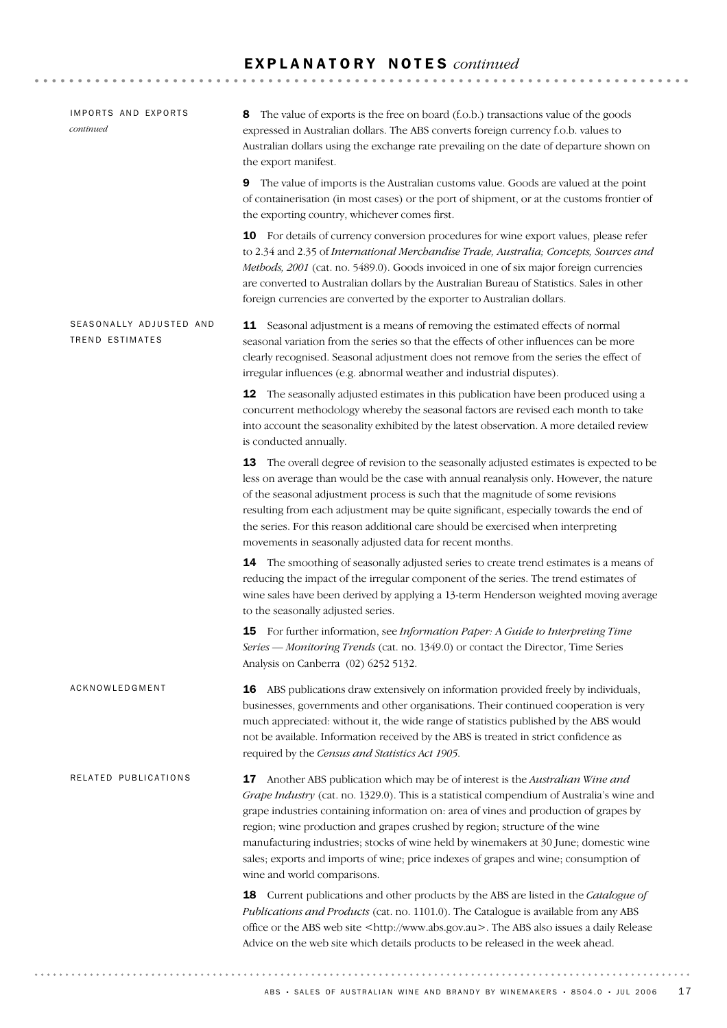# EXPLANATORY NOTES *continued*

## IMPORTS AND EXPORTS *continued*

**8** The value of exports is the free on board (f.o.b.) transactions value of the goods expressed in Australian dollars. The ABS converts foreign currency f.o.b. values to Australian dollars using the exchange rate prevailing on the date of departure shown on the export manifest.

**9** The value of imports is the Australian customs value. Goods are valued at the point of containerisation (in most cases) or the port of shipment, or at the customs frontier of the exporting country, whichever comes first.

**10** For details of currency conversion procedures for wine export values, please refer to 2.34 and 2.35 of *International Merchandise Trade, Australia; Concepts, Sources and Methods, 2001* (cat. no. 5489.0). Goods invoiced in one of six major foreign currencies are converted to Australian dollars by the Australian Bureau of Statistics. Sales in other foreign currencies are converted by the exporter to Australian dollars.

## SEASONALLY ADJUSTED AND TREND ESTIMATES

**11** Seasonal adjustment is a means of removing the estimated effects of normal seasonal variation from the series so that the effects of other influences can be more clearly recognised. Seasonal adjustment does not remove from the series the effect of irregular influences (e.g. abnormal weather and industrial disputes).

**12** The seasonally adjusted estimates in this publication have been produced using a concurrent methodology whereby the seasonal factors are revised each month to take into account the seasonality exhibited by the latest observation. A more detailed review is conducted annually.

**13** The overall degree of revision to the seasonally adjusted estimates is expected to be less on average than would be the case with annual reanalysis only. However, the nature of the seasonal adjustment process is such that the magnitude of some revisions resulting from each adjustment may be quite significant, especially towards the end of the series. For this reason additional care should be exercised when interpreting movements in seasonally adjusted data for recent months.

**14** The smoothing of seasonally adjusted series to create trend estimates is a means of reducing the impact of the irregular component of the series. The trend estimates of wine sales have been derived by applying a 13-term Henderson weighted moving average to the seasonally adjusted series.

**15** For further information, see *Information Paper: A Guide to Interpreting Time Series — Monitoring Trends* (cat. no. 1349.0) or contact the Director, Time Series Analysis on Canberra (02) 6252 5132.

## ACKNOWLEDGMENT

**16** ABS publications draw extensively on information provided freely by individuals, businesses, governments and other organisations. Their continued cooperation is very much appreciated: without it, the wide range of statistics published by the ABS would not be available. Information received by the ABS is treated in strict confidence as required by the *Census and Statistics Act 1905*.

## RELATED PUBLICATIONS

**17** Another ABS publication which may be of interest is the *Australian Wine and Grape Industry* (cat. no. 1329.0). This is a statistical compendium of Australia's wine and grape industries containing information on: area of vines and production of grapes by region; wine production and grapes crushed by region; structure of the wine manufacturing industries; stocks of wine held by winemakers at 30 June; domestic wine sales; exports and imports of wine; price indexes of grapes and wine; consumption of wine and world comparisons.

**18** Current publications and other products by the ABS are listed in the *Catalogue of Publications and Products* (cat. no. 1101.0). The Catalogue is available from any ABS office or the ABS web site <http://www.abs.gov.au>. The ABS also issues a daily Release Advice on the web site which details products to be released in the week ahead.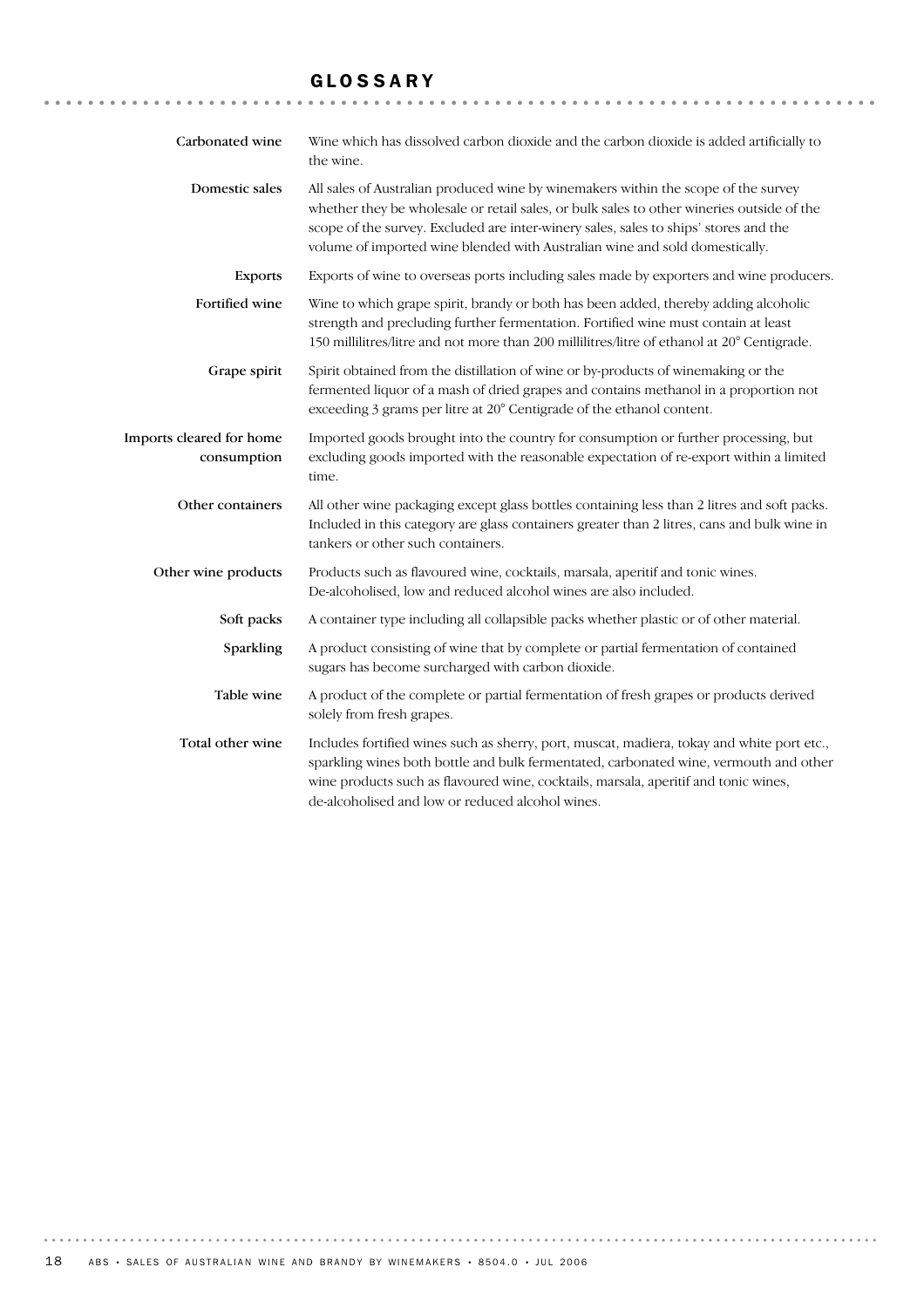# GLOSSARY

**Carbonated wine**
Wine which has dissolved carbon dioxide and the carbon dioxide is added artificially to the wine.

**Domestic sales**
All sales of Australian produced wine by winemakers within the scope of the survey whether they be wholesale or retail sales, or bulk sales to other wineries outside of the scope of the survey. Excluded are inter-winery sales, sales to ships' stores and the volume of imported wine blended with Australian wine and sold domestically.

**Exports**
Exports of wine to overseas ports including sales made by exporters and wine producers.

**Fortified wine**
Wine to which grape spirit, brandy or both has been added, thereby adding alcoholic strength and precluding further fermentation. Fortified wine must contain at least 150 millilitres/litre and not more than 200 millilitres/litre of ethanol at 20° Centigrade.

**Grape spirit**
Spirit obtained from the distillation of wine or by-products of winemaking or the fermented liquor of a mash of dried grapes and contains methanol in a proportion not exceeding 3 grams per litre at 20° Centigrade of the ethanol content.

**Imports cleared for home consumption**
Imported goods brought into the country for consumption or further processing, but excluding goods imported with the reasonable expectation of re-export within a limited time.

**Other containers**
All other wine packaging except glass bottles containing less than 2 litres and soft packs. Included in this category are glass containers greater than 2 litres, cans and bulk wine in tankers or other such containers.

**Other wine products**
Products such as flavoured wine, cocktails, marsala, aperitif and tonic wines. De-alcoholised, low and reduced alcohol wines are also included.

**Soft packs**
A container type including all collapsible packs whether plastic or of other material.

**Sparkling**
A product consisting of wine that by complete or partial fermentation of contained sugars has become surcharged with carbon dioxide.

**Table wine**
A product of the complete or partial fermentation of fresh grapes or products derived solely from fresh grapes.

**Total other wine**
Includes fortified wines such as sherry, port, muscat, madiera, tokay and white port etc., sparkling wines both bottle and bulk fermentated, carbonated wine, vermouth and other wine products such as flavoured wine, cocktails, marsala, aperitif and tonic wines, de-alcoholised and low or reduced alcohol wines.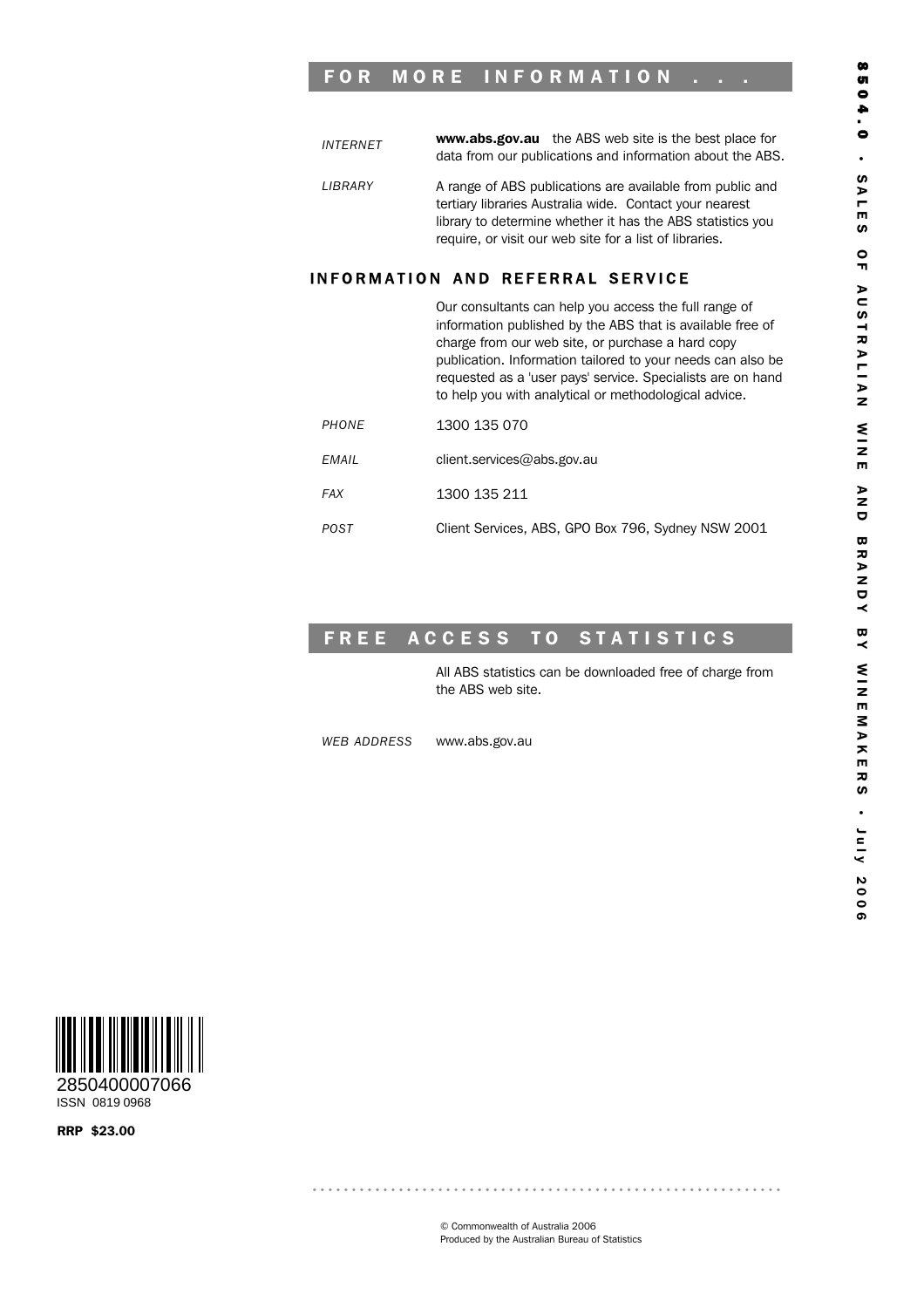## FOR MORE INFORMATION . . .

*INTERNET* **www.abs.gov.au** the ABS web site is the best place for data from our publications and information about the ABS.

*LIBRARY* A range of ABS publications are available from public and tertiary libraries Australia wide. Contact your nearest library to determine whether it has the ABS statistics you require, or visit our web site for a list of libraries.

### INFORMATION AND REFERRAL SERVICE

Our consultants can help you access the full range of information published by the ABS that is available free of charge from our web site, or purchase a hard copy publication. Information tailored to your needs can also be requested as a 'user pays' service. Specialists are on hand to help you with analytical or methodological advice.

*PHONE* 1300 135 070

*EMAIL* client.services@abs.gov.au

*FAX* 1300 135 211

*POST* Client Services, ABS, GPO Box 796, Sydney NSW 2001

## FREE ACCESS TO STATISTICS

All ABS statistics can be downloaded free of charge from the ABS web site.

*WEB ADDRESS* www.abs.gov.au

2850400007066

ISSN 0819 0968

**RRP $23.00**

© Commonwealth of Australia 2006

Produced by the Australian Bureau of Statistics